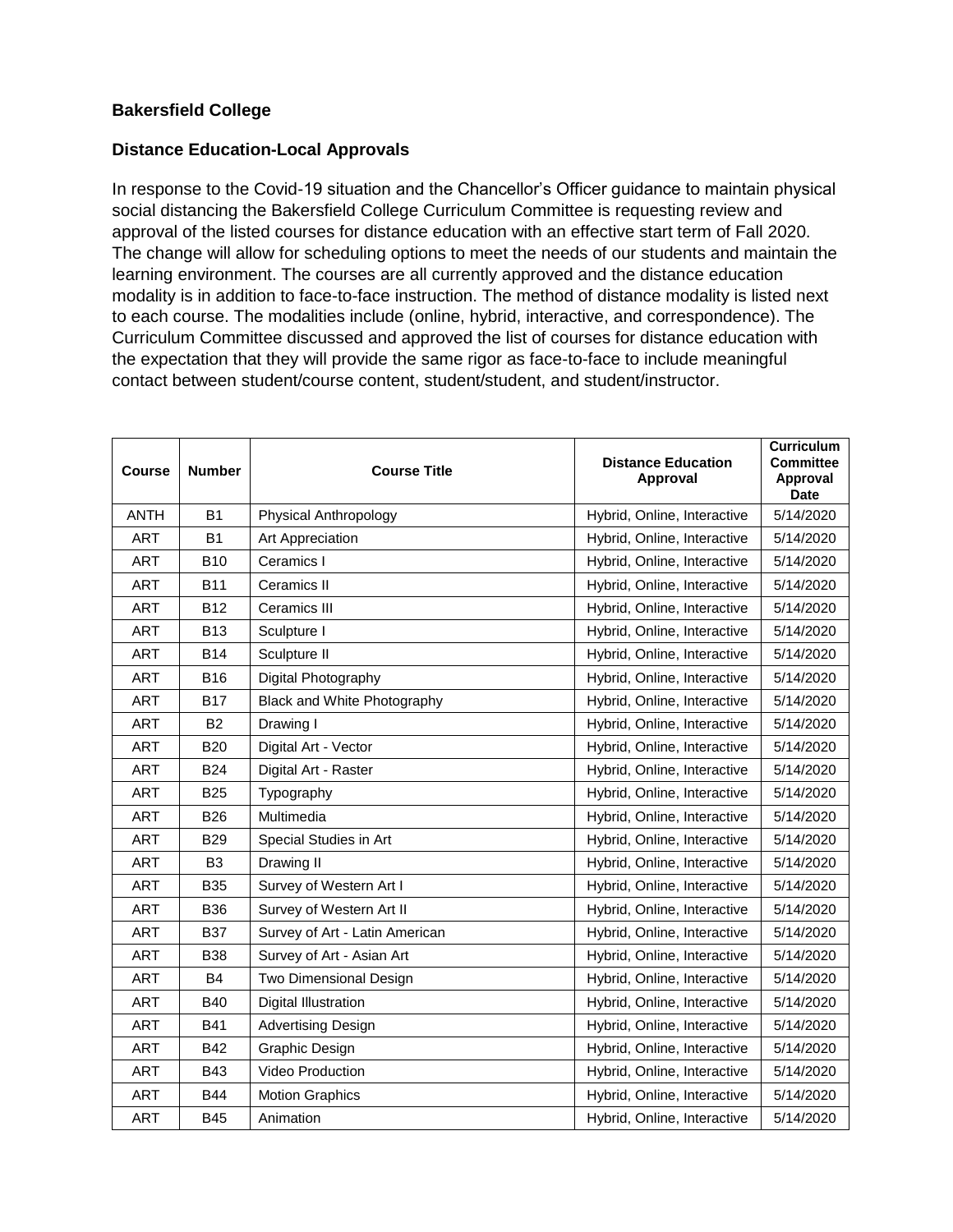**Bakersfield College**

**Distance Education-Local Approvals**

In response to the Covid-19 situation and the Chancellor's Officer guidance to maintain physical social distancing the Bakersfield College Curriculum Committee is requesting review and approval of the listed courses for distance education with an effective start term of Fall 2020. The change will allow for scheduling options to meet the needs of our students and maintain the learning environment. The courses are all currently approved and the distance education modality is in addition to face-to-face instruction. The method of distance modality is listed next to each course. The modalities include (online, hybrid, interactive, and correspondence). The Curriculum Committee discussed and approved the list of courses for distance education with the expectation that they will provide the same rigor as face-to-face to include meaningful contact between student/course content, student/student, and student/instructor.

| Course | Number | Course Title | Distance Education Approval | Curriculum Committee Approval Date |
|---|---|---|---|---|
| ANTH | B1 | Physical Anthropology | Hybrid, Online, Interactive | 5/14/2020 |
| ART | B1 | Art Appreciation | Hybrid, Online, Interactive | 5/14/2020 |
| ART | B10 | Ceramics I | Hybrid, Online, Interactive | 5/14/2020 |
| ART | B11 | Ceramics II | Hybrid, Online, Interactive | 5/14/2020 |
| ART | B12 | Ceramics III | Hybrid, Online, Interactive | 5/14/2020 |
| ART | B13 | Sculpture I | Hybrid, Online, Interactive | 5/14/2020 |
| ART | B14 | Sculpture II | Hybrid, Online, Interactive | 5/14/2020 |
| ART | B16 | Digital Photography | Hybrid, Online, Interactive | 5/14/2020 |
| ART | B17 | Black and White Photography | Hybrid, Online, Interactive | 5/14/2020 |
| ART | B2 | Drawing I | Hybrid, Online, Interactive | 5/14/2020 |
| ART | B20 | Digital Art - Vector | Hybrid, Online, Interactive | 5/14/2020 |
| ART | B24 | Digital Art - Raster | Hybrid, Online, Interactive | 5/14/2020 |
| ART | B25 | Typography | Hybrid, Online, Interactive | 5/14/2020 |
| ART | B26 | Multimedia | Hybrid, Online, Interactive | 5/14/2020 |
| ART | B29 | Special Studies in Art | Hybrid, Online, Interactive | 5/14/2020 |
| ART | B3 | Drawing II | Hybrid, Online, Interactive | 5/14/2020 |
| ART | B35 | Survey of Western Art I | Hybrid, Online, Interactive | 5/14/2020 |
| ART | B36 | Survey of Western Art II | Hybrid, Online, Interactive | 5/14/2020 |
| ART | B37 | Survey of Art - Latin American | Hybrid, Online, Interactive | 5/14/2020 |
| ART | B38 | Survey of Art - Asian Art | Hybrid, Online, Interactive | 5/14/2020 |
| ART | B4 | Two Dimensional Design | Hybrid, Online, Interactive | 5/14/2020 |
| ART | B40 | Digital Illustration | Hybrid, Online, Interactive | 5/14/2020 |
| ART | B41 | Advertising Design | Hybrid, Online, Interactive | 5/14/2020 |
| ART | B42 | Graphic Design | Hybrid, Online, Interactive | 5/14/2020 |
| ART | B43 | Video Production | Hybrid, Online, Interactive | 5/14/2020 |
| ART | B44 | Motion Graphics | Hybrid, Online, Interactive | 5/14/2020 |
| ART | B45 | Animation | Hybrid, Online, Interactive | 5/14/2020 |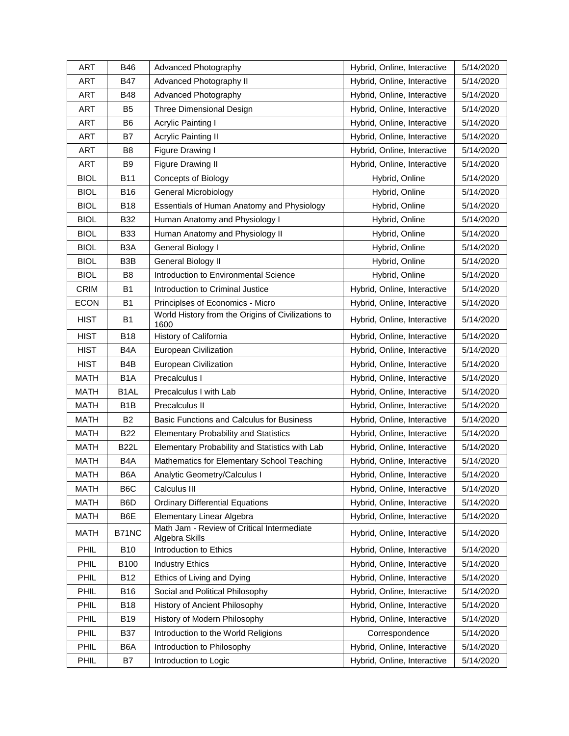| | | | | |
|---|---|---|---|---|
| ART | B46 | Advanced Photography | Hybrid, Online, Interactive | 5/14/2020 |
| ART | B47 | Advanced Photography II | Hybrid, Online, Interactive | 5/14/2020 |
| ART | B48 | Advanced Photography | Hybrid, Online, Interactive | 5/14/2020 |
| ART | B5 | Three Dimensional Design | Hybrid, Online, Interactive | 5/14/2020 |
| ART | B6 | Acrylic Painting I | Hybrid, Online, Interactive | 5/14/2020 |
| ART | B7 | Acrylic Painting II | Hybrid, Online, Interactive | 5/14/2020 |
| ART | B8 | Figure Drawing I | Hybrid, Online, Interactive | 5/14/2020 |
| ART | B9 | Figure Drawing II | Hybrid, Online, Interactive | 5/14/2020 |
| BIOL | B11 | Concepts of Biology | Hybrid, Online | 5/14/2020 |
| BIOL | B16 | General Microbiology | Hybrid, Online | 5/14/2020 |
| BIOL | B18 | Essentials of Human Anatomy and Physiology | Hybrid, Online | 5/14/2020 |
| BIOL | B32 | Human Anatomy and Physiology I | Hybrid, Online | 5/14/2020 |
| BIOL | B33 | Human Anatomy and Physiology II | Hybrid, Online | 5/14/2020 |
| BIOL | B3A | General Biology I | Hybrid, Online | 5/14/2020 |
| BIOL | B3B | General Biology II | Hybrid, Online | 5/14/2020 |
| BIOL | B8 | Introduction to Environmental Science | Hybrid, Online | 5/14/2020 |
| CRIM | B1 | Introduction to Criminal Justice | Hybrid, Online, Interactive | 5/14/2020 |
| ECON | B1 | Principlses of Economics - Micro | Hybrid, Online, Interactive | 5/14/2020 |
| HIST | B1 | World History from the Origins of Civilizations to 1600 | Hybrid, Online, Interactive | 5/14/2020 |
| HIST | B18 | History of California | Hybrid, Online, Interactive | 5/14/2020 |
| HIST | B4A | European Civilization | Hybrid, Online, Interactive | 5/14/2020 |
| HIST | B4B | European Civilization | Hybrid, Online, Interactive | 5/14/2020 |
| MATH | B1A | Precalculus I | Hybrid, Online, Interactive | 5/14/2020 |
| MATH | B1AL | Precalculus I with Lab | Hybrid, Online, Interactive | 5/14/2020 |
| MATH | B1B | Precalculus II | Hybrid, Online, Interactive | 5/14/2020 |
| MATH | B2 | Basic Functions and Calculus for Business | Hybrid, Online, Interactive | 5/14/2020 |
| MATH | B22 | Elementary Probability and Statistics | Hybrid, Online, Interactive | 5/14/2020 |
| MATH | B22L | Elementary Probability and Statistics with Lab | Hybrid, Online, Interactive | 5/14/2020 |
| MATH | B4A | Mathematics for Elementary School Teaching | Hybrid, Online, Interactive | 5/14/2020 |
| MATH | B6A | Analytic Geometry/Calculus I | Hybrid, Online, Interactive | 5/14/2020 |
| MATH | B6C | Calculus III | Hybrid, Online, Interactive | 5/14/2020 |
| MATH | B6D | Ordinary Differential Equations | Hybrid, Online, Interactive | 5/14/2020 |
| MATH | B6E | Elementary Linear Algebra | Hybrid, Online, Interactive | 5/14/2020 |
| MATH | B71NC | Math Jam - Review of Critical Intermediate Algebra Skills | Hybrid, Online, Interactive | 5/14/2020 |
| PHIL | B10 | Introduction to Ethics | Hybrid, Online, Interactive | 5/14/2020 |
| PHIL | B100 | Industry Ethics | Hybrid, Online, Interactive | 5/14/2020 |
| PHIL | B12 | Ethics of Living and Dying | Hybrid, Online, Interactive | 5/14/2020 |
| PHIL | B16 | Social and Political Philosophy | Hybrid, Online, Interactive | 5/14/2020 |
| PHIL | B18 | History of Ancient Philosophy | Hybrid, Online, Interactive | 5/14/2020 |
| PHIL | B19 | History of Modern Philosophy | Hybrid, Online, Interactive | 5/14/2020 |
| PHIL | B37 | Introduction to the World Religions | Correspondence | 5/14/2020 |
| PHIL | B6A | Introduction to Philosophy | Hybrid, Online, Interactive | 5/14/2020 |
| PHIL | B7 | Introduction to Logic | Hybrid, Online, Interactive | 5/14/2020 |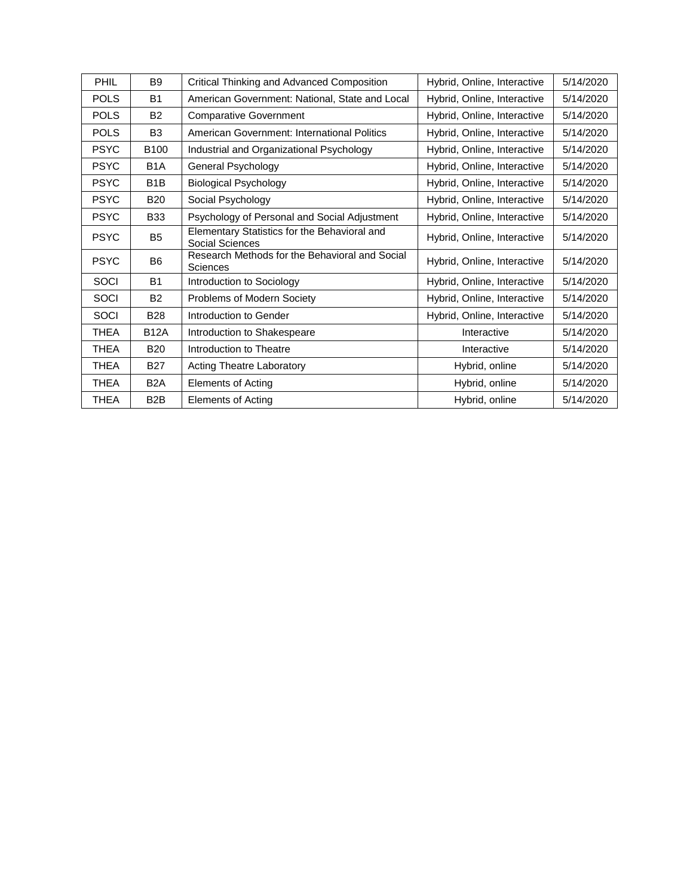| | | | | |
|---|---|---|---|---|
| PHIL | B9 | Critical Thinking and Advanced Composition | Hybrid, Online, Interactive | 5/14/2020 |
| POLS | B1 | American Government: National, State and Local | Hybrid, Online, Interactive | 5/14/2020 |
| POLS | B2 | Comparative Government | Hybrid, Online, Interactive | 5/14/2020 |
| POLS | B3 | American Government: International Politics | Hybrid, Online, Interactive | 5/14/2020 |
| PSYC | B100 | Industrial and Organizational Psychology | Hybrid, Online, Interactive | 5/14/2020 |
| PSYC | B1A | General Psychology | Hybrid, Online, Interactive | 5/14/2020 |
| PSYC | B1B | Biological Psychology | Hybrid, Online, Interactive | 5/14/2020 |
| PSYC | B20 | Social Psychology | Hybrid, Online, Interactive | 5/14/2020 |
| PSYC | B33 | Psychology of Personal and Social Adjustment | Hybrid, Online, Interactive | 5/14/2020 |
| PSYC | B5 | Elementary Statistics for the Behavioral and Social Sciences | Hybrid, Online, Interactive | 5/14/2020 |
| PSYC | B6 | Research Methods for the Behavioral and Social Sciences | Hybrid, Online, Interactive | 5/14/2020 |
| SOCI | B1 | Introduction to Sociology | Hybrid, Online, Interactive | 5/14/2020 |
| SOCI | B2 | Problems of Modern Society | Hybrid, Online, Interactive | 5/14/2020 |
| SOCI | B28 | Introduction to Gender | Hybrid, Online, Interactive | 5/14/2020 |
| THEA | B12A | Introduction to Shakespeare | Interactive | 5/14/2020 |
| THEA | B20 | Introduction to Theatre | Interactive | 5/14/2020 |
| THEA | B27 | Acting Theatre Laboratory | Hybrid, online | 5/14/2020 |
| THEA | B2A | Elements of Acting | Hybrid, online | 5/14/2020 |
| THEA | B2B | Elements of Acting | Hybrid, online | 5/14/2020 |